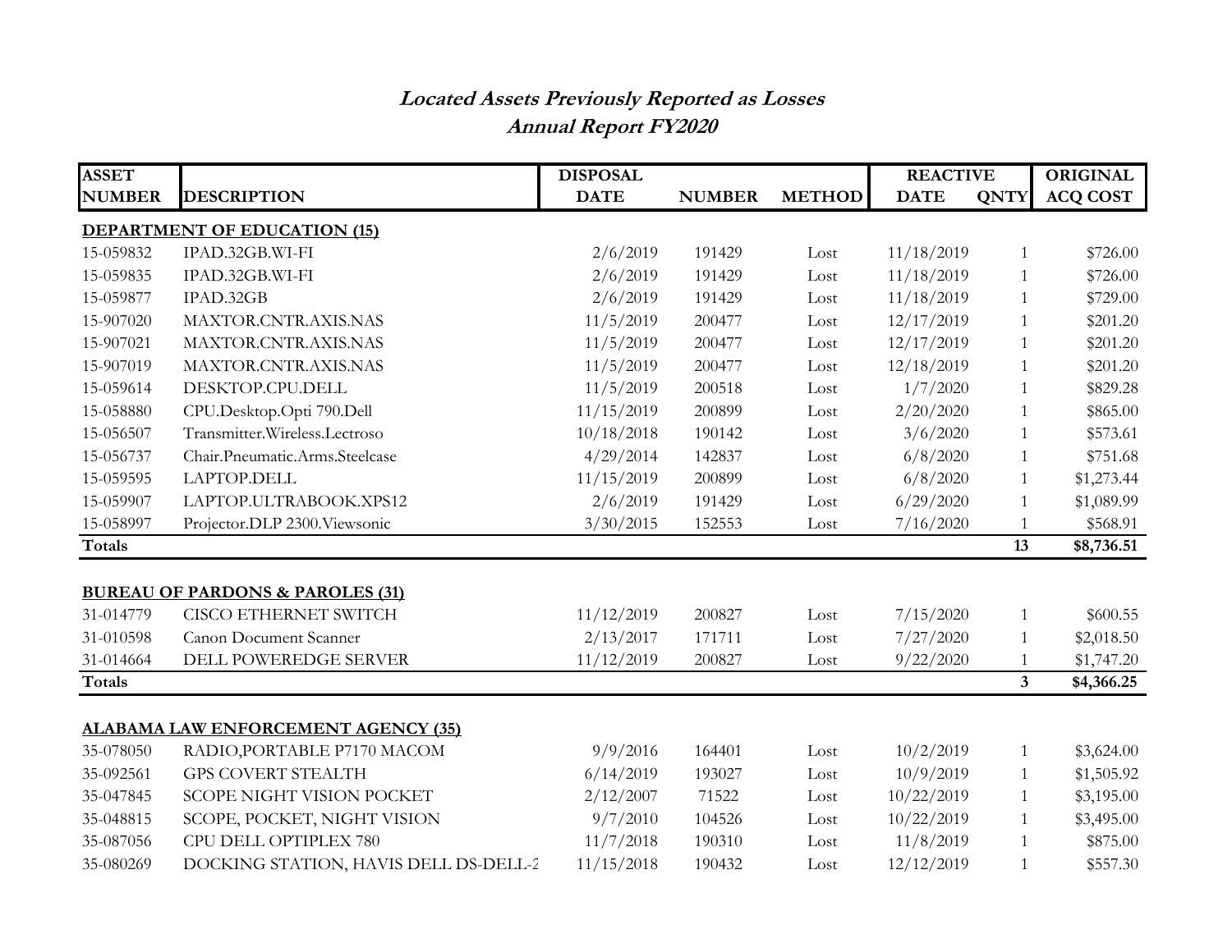# *Located Assets Previously Reported as Losses*
## *Annual Report FY2020*

| ASSET NUMBER | DESCRIPTION | DISPOSAL DATE | NUMBER | METHOD | REACTIVE DATE | QNTY | ORIGINAL ACQ COST |
|---|---|---|---|---|---|---|---|
| **DEPARTMENT OF EDUCATION (15)** | | | | | | | |
| 15-059832 | IPAD.32GB.WI-FI | 2/6/2019 | 191429 | Lost | 11/18/2019 | 1 | $726.00 |
| 15-059835 | IPAD.32GB.WI-FI | 2/6/2019 | 191429 | Lost | 11/18/2019 | 1 | $726.00 |
| 15-059877 | IPAD.32GB | 2/6/2019 | 191429 | Lost | 11/18/2019 | 1 | $729.00 |
| 15-907020 | MAXTOR.CNTR.AXIS.NAS | 11/5/2019 | 200477 | Lost | 12/17/2019 | 1 | $201.20 |
| 15-907021 | MAXTOR.CNTR.AXIS.NAS | 11/5/2019 | 200477 | Lost | 12/17/2019 | 1 | $201.20 |
| 15-907019 | MAXTOR.CNTR.AXIS.NAS | 11/5/2019 | 200477 | Lost | 12/18/2019 | 1 | $201.20 |
| 15-059614 | DESKTOP.CPU.DELL | 11/5/2019 | 200518 | Lost | 1/7/2020 | 1 | $829.28 |
| 15-058880 | CPU.Desktop.Opti 790.Dell | 11/15/2019 | 200899 | Lost | 2/20/2020 | 1 | $865.00 |
| 15-056507 | Transmitter.Wireless.Lectroso | 10/18/2018 | 190142 | Lost | 3/6/2020 | 1 | $573.61 |
| 15-056737 | Chair.Pneumatic.Arms.Steelcase | 4/29/2014 | 142837 | Lost | 6/8/2020 | 1 | $751.68 |
| 15-059595 | LAPTOP.DELL | 11/15/2019 | 200899 | Lost | 6/8/2020 | 1 | $1,273.44 |
| 15-059907 | LAPTOP.ULTRABOOK.XPS12 | 2/6/2019 | 191429 | Lost | 6/29/2020 | 1 | $1,089.99 |
| 15-058997 | Projector.DLP 2300.Viewsonic | 3/30/2015 | 152553 | Lost | 7/16/2020 | 1 | $568.91 |
| **Totals** | | | | | | **13** | **$8,736.51** |
| **BUREAU OF PARDONS & PAROLES (31)** | | | | | | | |
| 31-014779 | CISCO ETHERNET SWITCH | 11/12/2019 | 200827 | Lost | 7/15/2020 | 1 | $600.55 |
| 31-010598 | Canon Document Scanner | 2/13/2017 | 171711 | Lost | 7/27/2020 | 1 | $2,018.50 |
| 31-014664 | DELL POWEREDGE SERVER | 11/12/2019 | 200827 | Lost | 9/22/2020 | 1 | $1,747.20 |
| **Totals** | | | | | | **3** | **$4,366.25** |
| **ALABAMA LAW ENFORCEMENT AGENCY (35)** | | | | | | | |
| 35-078050 | RADIO,PORTABLE P7170 MACOM | 9/9/2016 | 164401 | Lost | 10/2/2019 | 1 | $3,624.00 |
| 35-092561 | GPS COVERT STEALTH | 6/14/2019 | 193027 | Lost | 10/9/2019 | 1 | $1,505.92 |
| 35-047845 | SCOPE NIGHT VISION POCKET | 2/12/2007 | 71522 | Lost | 10/22/2019 | 1 | $3,195.00 |
| 35-048815 | SCOPE, POCKET, NIGHT VISION | 9/7/2010 | 104526 | Lost | 10/22/2019 | 1 | $3,495.00 |
| 35-087056 | CPU DELL OPTIPLEX 780 | 11/7/2018 | 190310 | Lost | 11/8/2019 | 1 | $875.00 |
| 35-080269 | DOCKING STATION, HAVIS DELL DS-DELL-2 | 11/15/2018 | 190432 | Lost | 12/12/2019 | 1 | $557.30 |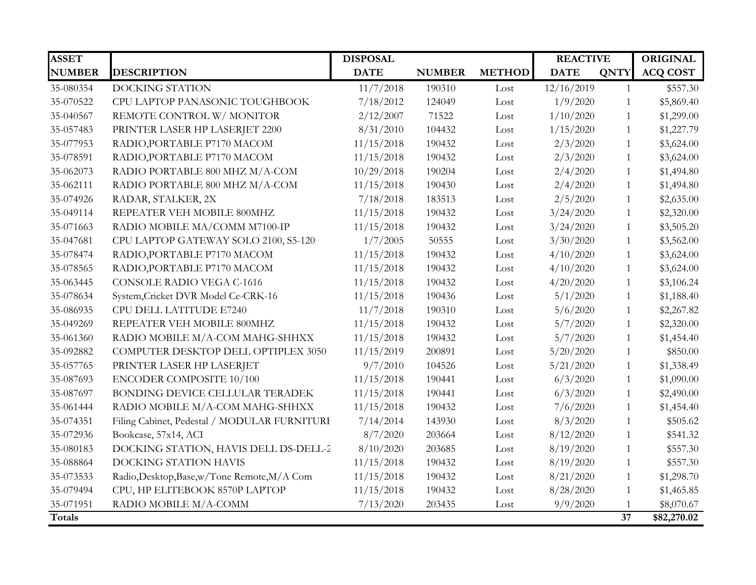| ASSET | | DISPOSAL | | | REACTIVE | | ORIGINAL |
|---|---|---|---|---|---|---|---|
| NUMBER | DESCRIPTION | DATE | NUMBER | METHOD | DATE | QNTY | ACQ COST |
| 35-080354 | DOCKING STATION | 11/7/2018 | 190310 | Lost | 12/16/2019 | 1 | $557.30 |
| 35-070522 | CPU LAPTOP PANASONIC TOUGHBOOK | 7/18/2012 | 124049 | Lost | 1/9/2020 | 1 | $5,869.40 |
| 35-040567 | REMOTE CONTROL W/ MONITOR | 2/12/2007 | 71522 | Lost | 1/10/2020 | 1 | $1,299.00 |
| 35-057483 | PRINTER LASER HP LASERJET 2200 | 8/31/2010 | 104432 | Lost | 1/15/2020 | 1 | $1,227.79 |
| 35-077953 | RADIO,PORTABLE P7170 MACOM | 11/15/2018 | 190432 | Lost | 2/3/2020 | 1 | $3,624.00 |
| 35-078591 | RADIO,PORTABLE P7170 MACOM | 11/15/2018 | 190432 | Lost | 2/3/2020 | 1 | $3,624.00 |
| 35-062073 | RADIO PORTABLE 800 MHZ M/A-COM | 10/29/2018 | 190204 | Lost | 2/4/2020 | 1 | $1,494.80 |
| 35-062111 | RADIO PORTABLE 800 MHZ M/A-COM | 11/15/2018 | 190430 | Lost | 2/4/2020 | 1 | $1,494.80 |
| 35-074926 | RADAR, STALKER, 2X | 7/18/2018 | 183513 | Lost | 2/5/2020 | 1 | $2,635.00 |
| 35-049114 | REPEATER VEH MOBILE 800MHZ | 11/15/2018 | 190432 | Lost | 3/24/2020 | 1 | $2,320.00 |
| 35-071663 | RADIO MOBILE MA/COMM M7100-IP | 11/15/2018 | 190432 | Lost | 3/24/2020 | 1 | $3,505.20 |
| 35-047681 | CPU LAPTOP GATEWAY SOLO 2100, S5-120 | 1/7/2005 | 50555 | Lost | 3/30/2020 | 1 | $3,562.00 |
| 35-078474 | RADIO,PORTABLE P7170 MACOM | 11/15/2018 | 190432 | Lost | 4/10/2020 | 1 | $3,624.00 |
| 35-078565 | RADIO,PORTABLE P7170 MACOM | 11/15/2018 | 190432 | Lost | 4/10/2020 | 1 | $3,624.00 |
| 35-063445 | CONSOLE RADIO VEGA C-1616 | 11/15/2018 | 190432 | Lost | 4/20/2020 | 1 | $3,106.24 |
| 35-078634 | System,Cricket DVR Model Ce-CRK-16 | 11/15/2018 | 190436 | Lost | 5/1/2020 | 1 | $1,188.40 |
| 35-086935 | CPU DELL LATITUDE E7240 | 11/7/2018 | 190310 | Lost | 5/6/2020 | 1 | $2,267.82 |
| 35-049269 | REPEATER VEH MOBILE 800MHZ | 11/15/2018 | 190432 | Lost | 5/7/2020 | 1 | $2,320.00 |
| 35-061360 | RADIO MOBILE M/A-COM MAHG-SHHXX | 11/15/2018 | 190432 | Lost | 5/7/2020 | 1 | $1,454.40 |
| 35-092882 | COMPUTER DESKTOP DELL OPTIPLEX 3050 | 11/15/2019 | 200891 | Lost | 5/20/2020 | 1 | $850.00 |
| 35-057765 | PRINTER LASER HP LASERJET | 9/7/2010 | 104526 | Lost | 5/21/2020 | 1 | $1,338.49 |
| 35-087693 | ENCODER COMPOSITE 10/100 | 11/15/2018 | 190441 | Lost | 6/3/2020 | 1 | $1,090.00 |
| 35-087697 | BONDING DEVICE CELLULAR TERADEK | 11/15/2018 | 190441 | Lost | 6/3/2020 | 1 | $2,490.00 |
| 35-061444 | RADIO MOBILE M/A-COM MAHG-SHHXX | 11/15/2018 | 190432 | Lost | 7/6/2020 | 1 | $1,454.40 |
| 35-074351 | Filing Cabinet, Pedestal / MODULAR FURNITURI | 7/14/2014 | 143930 | Lost | 8/3/2020 | 1 | $505.62 |
| 35-072936 | Bookcase, 57x14, ACI | 8/7/2020 | 203664 | Lost | 8/12/2020 | 1 | $541.32 |
| 35-080183 | DOCKING STATION, HAVIS DELL DS-DELL-2 | 8/10/2020 | 203685 | Lost | 8/19/2020 | 1 | $557.30 |
| 35-088864 | DOCKING STATION HAVIS | 11/15/2018 | 190432 | Lost | 8/19/2020 | 1 | $557.30 |
| 35-073533 | Radio,Desktop,Base,w/Tone Remote,M/A Com | 11/15/2018 | 190432 | Lost | 8/21/2020 | 1 | $1,298.70 |
| 35-079494 | CPU, HP ELITEBOOK 8570P LAPTOP | 11/15/2018 | 190432 | Lost | 8/28/2020 | 1 | $1,465.85 |
| 35-071951 | RADIO MOBILE M/A-COMM | 7/13/2020 | 203435 | Lost | 9/9/2020 | 1 | $8,070.67 |
| **Totals** | | | | | | **37** | **$82,270.02** |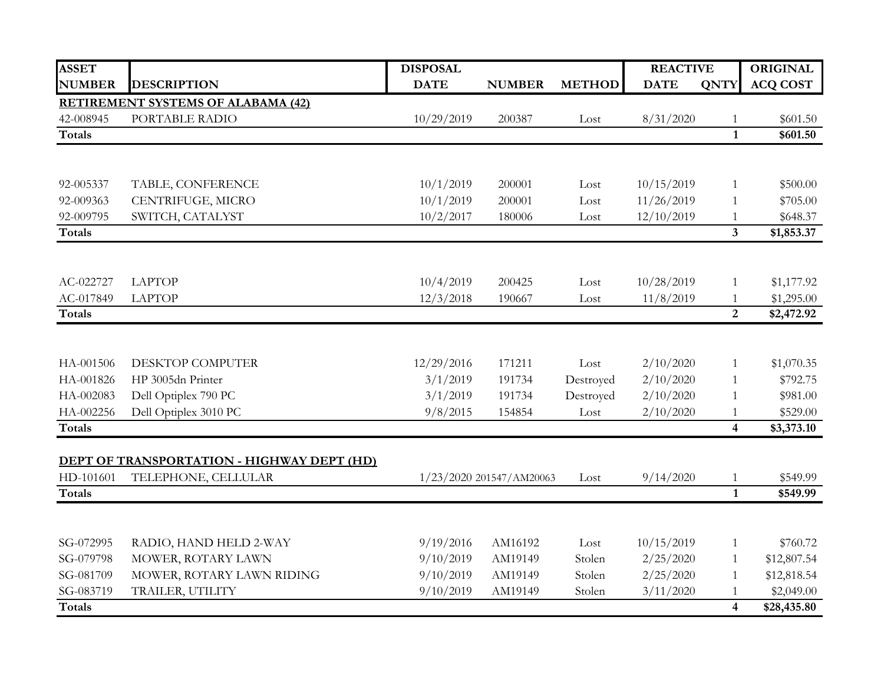| ASSET NUMBER | DESCRIPTION | DISPOSAL DATE | NUMBER | METHOD | REACTIVE DATE | QNTY | ORIGINAL ACQ COST |
|---|---|---|---|---|---|---|---|
| **RETIREMENT SYSTEMS OF ALABAMA (42)** | | | | | | | |
| 42-008945 | PORTABLE RADIO | 10/29/2019 | 200387 | Lost | 8/31/2020 | 1 | $601.50 |
| **Totals** | | | | | | **1** | **$601.50** |
| | | | | | | | |
| 92-005337 | TABLE, CONFERENCE | 10/1/2019 | 200001 | Lost | 10/15/2019 | 1 | $500.00 |
| 92-009363 | CENTRIFUGE, MICRO | 10/1/2019 | 200001 | Lost | 11/26/2019 | 1 | $705.00 |
| 92-009795 | SWITCH, CATALYST | 10/2/2017 | 180006 | Lost | 12/10/2019 | 1 | $648.37 |
| **Totals** | | | | | | **3** | **$1,853.37** |
| | | | | | | | |
| AC-022727 | LAPTOP | 10/4/2019 | 200425 | Lost | 10/28/2019 | 1 | $1,177.92 |
| AC-017849 | LAPTOP | 12/3/2018 | 190667 | Lost | 11/8/2019 | 1 | $1,295.00 |
| **Totals** | | | | | | **2** | **$2,472.92** |
| | | | | | | | |
| HA-001506 | DESKTOP COMPUTER | 12/29/2016 | 171211 | Lost | 2/10/2020 | 1 | $1,070.35 |
| HA-001826 | HP 3005dn Printer | 3/1/2019 | 191734 | Destroyed | 2/10/2020 | 1 | $792.75 |
| HA-002083 | Dell Optiplex 790 PC | 3/1/2019 | 191734 | Destroyed | 2/10/2020 | 1 | $981.00 |
| HA-002256 | Dell Optiplex 3010 PC | 9/8/2015 | 154854 | Lost | 2/10/2020 | 1 | $529.00 |
| **Totals** | | | | | | **4** | **$3,373.10** |
| **DEPT OF TRANSPORTATION - HIGHWAY DEPT (HD)** | | | | | | | |
| HD-101601 | TELEPHONE, CELLULAR | 1/23/2020 | 201547/AM20063 | Lost | 9/14/2020 | 1 | $549.99 |
| **Totals** | | | | | | **1** | **$549.99** |
| | | | | | | | |
| SG-072995 | RADIO, HAND HELD 2-WAY | 9/19/2016 | AM16192 | Lost | 10/15/2019 | 1 | $760.72 |
| SG-079798 | MOWER, ROTARY LAWN | 9/10/2019 | AM19149 | Stolen | 2/25/2020 | 1 | $12,807.54 |
| SG-081709 | MOWER, ROTARY LAWN RIDING | 9/10/2019 | AM19149 | Stolen | 2/25/2020 | 1 | $12,818.54 |
| SG-083719 | TRAILER, UTILITY | 9/10/2019 | AM19149 | Stolen | 3/11/2020 | 1 | $2,049.00 |
| **Totals** | | | | | | **4** | **$28,435.80** |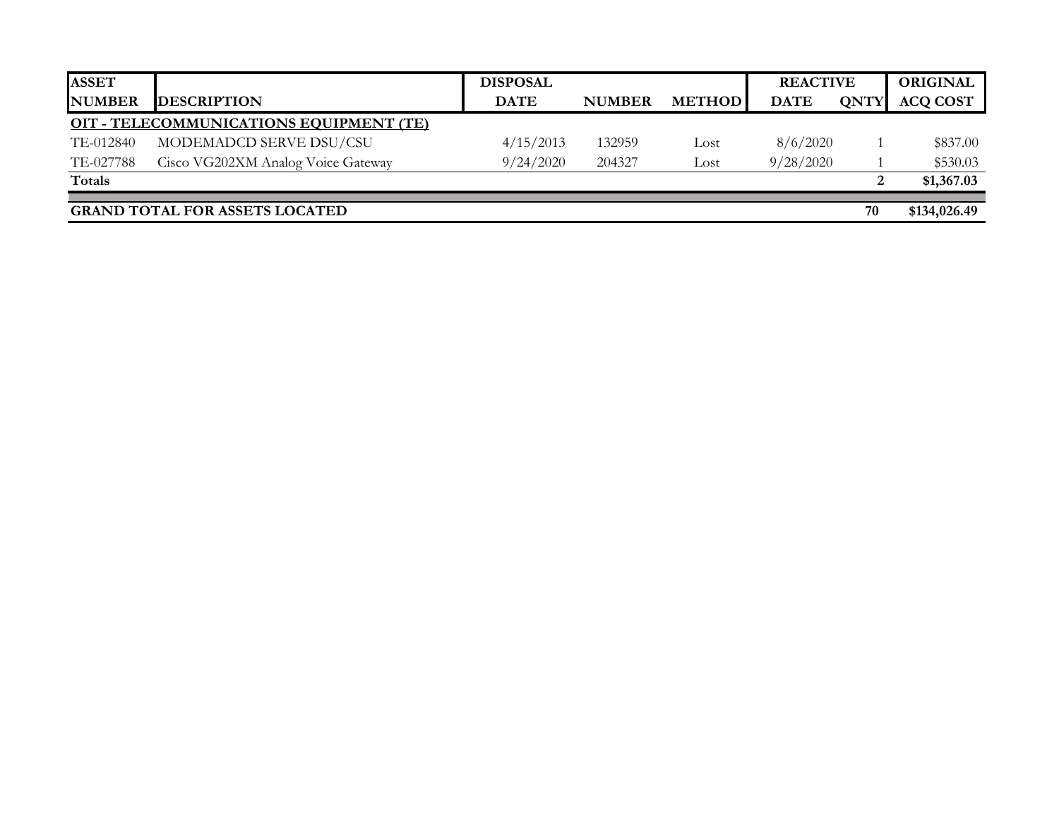| ASSET NUMBER | DESCRIPTION | DISPOSAL DATE | NUMBER | METHOD | REACTIVE DATE | QNTY | ORIGINAL ACQ COST |
|---|---|---|---|---|---|---|---|
| **OIT - TELECOMMUNICATIONS EQUIPMENT (TE)** | | | | | | | |
| TE-012840 | MODEMADCD SERVE DSU/CSU | 4/15/2013 | 132959 | Lost | 8/6/2020 | 1 | $837.00 |
| TE-027788 | Cisco VG202XM Analog Voice Gateway | 9/24/2020 | 204327 | Lost | 9/28/2020 | 1 | $530.03 |
| **Totals** | | | | | | **2** | **$1,367.03** |
| **GRAND TOTAL FOR ASSETS LOCATED** | | | | | | **70** | **$134,026.49** |